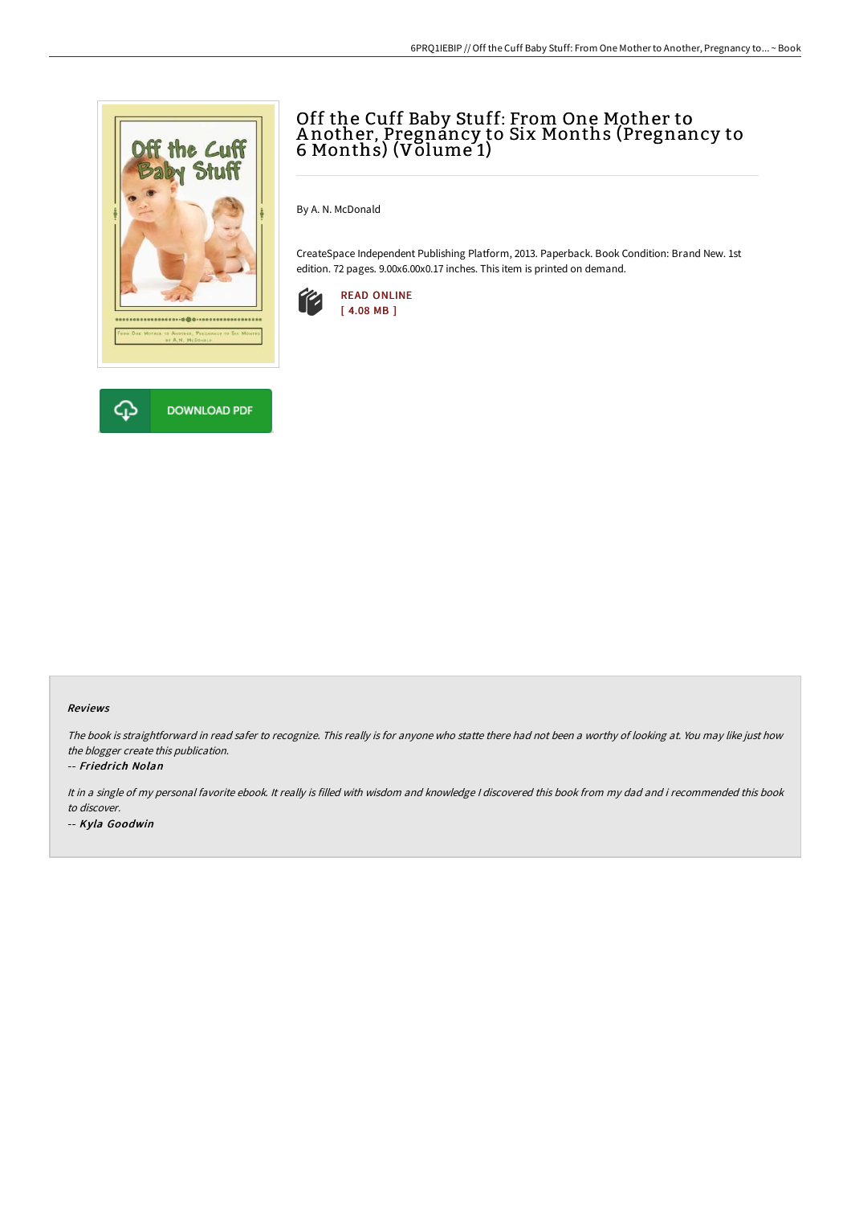# Off the Cuff Baby Stuff: From One Mother to Another, Pregnancy to Six Months (Pregnancy to 6 Months) (Volume 1)

By A. N. McDonald

CreateSpace Independent Publishing Platform, 2013. Paperback. Book Condition: Brand New. 1st edition. 72 pages. 9.00x6.00x0.17 inches. This item is printed on demand.

READ ONLINE
[ 4.08 MB ]

DOWNLOAD PDF

### Reviews

*The book is straightforward in read safer to recognize. This really is for anyone who statte there had not been a worthy of looking at. You may like just how the blogger create this publication.*

-- ***Friedrich Nolan***

*It in a single of my personal favorite ebook. It really is filled with wisdom and knowledge I discovered this book from my dad and i recommended this book to discover.*

-- ***Kyla Goodwin***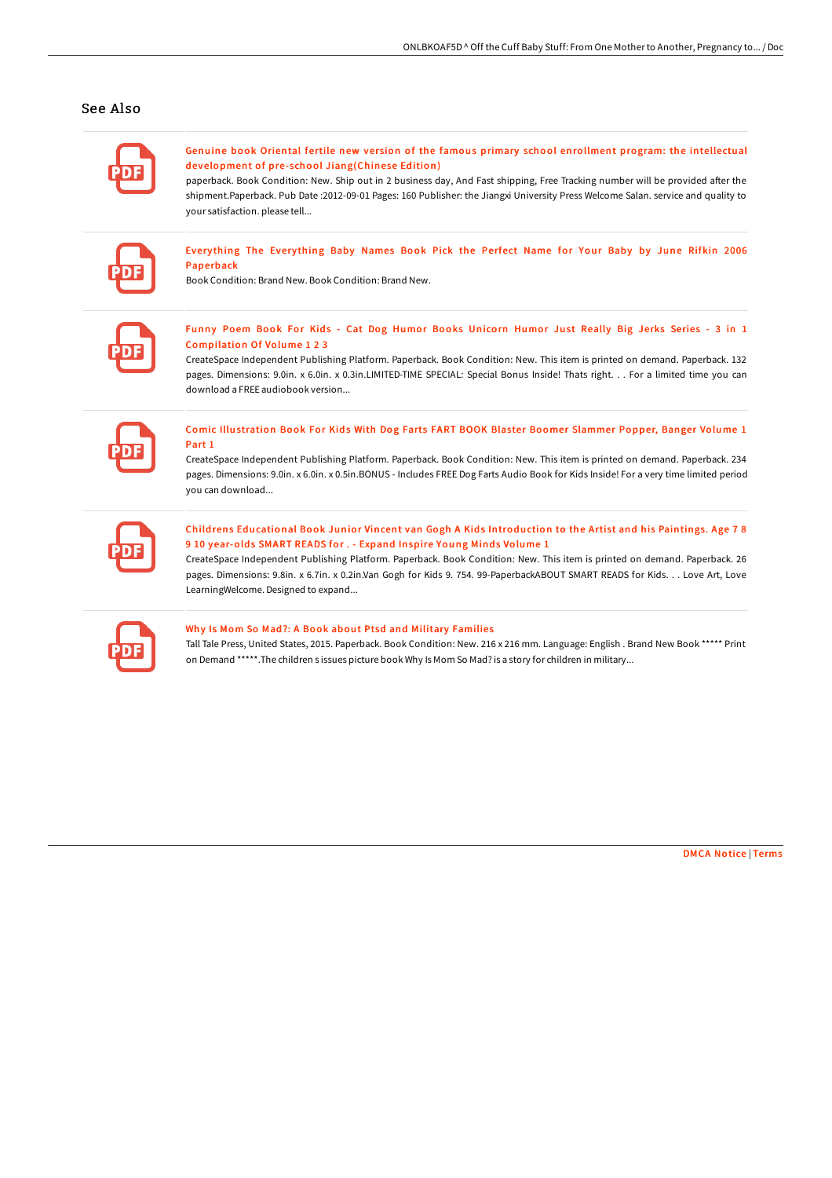## See Also

**Genuine book Oriental fertile new version of the famous primary school enrollment program: the intellectual development of pre-school Jiang(Chinese Edition)**

paperback. Book Condition: New. Ship out in 2 business day, And Fast shipping, Free Tracking number will be provided after the shipment.Paperback. Pub Date :2012-09-01 Pages: 160 Publisher: the Jiangxi University Press Welcome Salan. service and quality to your satisfaction. please tell...

**Everything The Everything Baby Names Book Pick the Perfect Name for Your Baby by June Rifkin 2006 Paperback**

Book Condition: Brand New. Book Condition: Brand New.

**Funny Poem Book For Kids - Cat Dog Humor Books Unicorn Humor Just Really Big Jerks Series - 3 in 1 Compilation Of Volume 1 2 3**

CreateSpace Independent Publishing Platform. Paperback. Book Condition: New. This item is printed on demand. Paperback. 132 pages. Dimensions: 9.0in. x 6.0in. x 0.3in.LIMITED-TIME SPECIAL: Special Bonus Inside! Thats right. . . For a limited time you can download a FREE audiobook version...

**Comic Illustration Book For Kids With Dog Farts FART BOOK Blaster Boomer Slammer Popper, Banger Volume 1 Part 1**

CreateSpace Independent Publishing Platform. Paperback. Book Condition: New. This item is printed on demand. Paperback. 234 pages. Dimensions: 9.0in. x 6.0in. x 0.5in.BONUS - Includes FREE Dog Farts Audio Book for Kids Inside! For a very time limited period you can download...

**Childrens Educational Book Junior Vincent van Gogh A Kids Introduction to the Artist and his Paintings. Age 7 8 9 10 year-olds SMART READS for . - Expand Inspire Young Minds Volume 1**

CreateSpace Independent Publishing Platform. Paperback. Book Condition: New. This item is printed on demand. Paperback. 26 pages. Dimensions: 9.8in. x 6.7in. x 0.2in.Van Gogh for Kids 9. 754. 99-PaperbackABOUT SMART READS for Kids. . . Love Art, Love LearningWelcome. Designed to expand...

**Why Is Mom So Mad?: A Book about Ptsd and Military Families**

Tall Tale Press, United States, 2015. Paperback. Book Condition: New. 216 x 216 mm. Language: English . Brand New Book ***** Print on Demand *****.The children s issues picture book Why Is Mom So Mad? is a story for children in military...

DMCA Notice | Terms